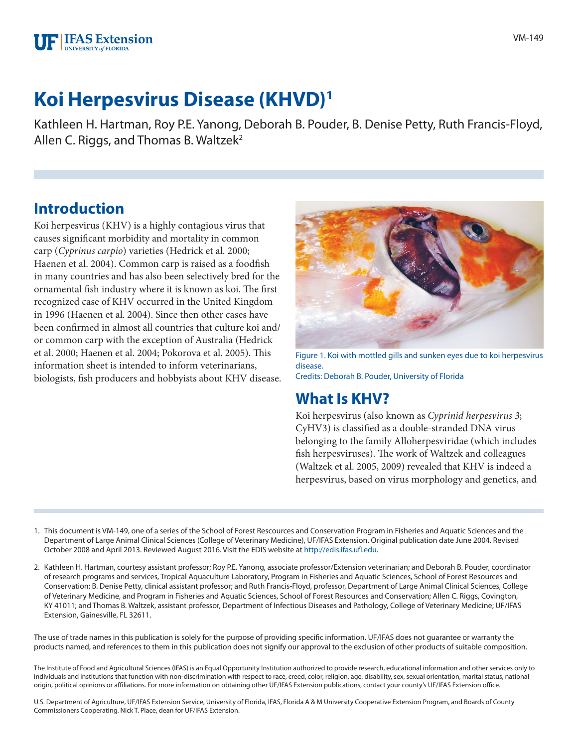# Koi Herpesvirus Disease (KHVD)[1]

Kathleen H. Hartman, Roy P.E. Yanong, Deborah B. Pouder, B. Denise Petty, Ruth Francis-Floyd, Allen C. Riggs, and Thomas B. Waltzek[2]

## Introduction

Koi herpesvirus (KHV) is a highly contagious virus that causes significant morbidity and mortality in common carp (*Cyprinus carpio*) varieties (Hedrick et al. 2000; Haenen et al. 2004). Common carp is raised as a foodfish in many countries and has also been selectively bred for the ornamental fish industry where it is known as koi. The first recognized case of KHV occurred in the United Kingdom in 1996 (Haenen et al. 2004). Since then other cases have been confirmed in almost all countries that culture koi and/or common carp with the exception of Australia (Hedrick et al. 2000; Haenen et al. 2004; Pokorova et al. 2005). This information sheet is intended to inform veterinarians, biologists, fish producers and hobbyists about KHV disease.

Figure 1. Koi with mottled gills and sunken eyes due to koi herpesvirus disease.
Credits: Deborah B. Pouder, University of Florida

## What Is KHV?

Koi herpesvirus (also known as *Cyprinid herpesvirus 3*; CyHV3) is classified as a double-stranded DNA virus belonging to the family Alloherpesviridae (which includes fish herpesviruses). The work of Waltzek and colleagues (Waltzek et al. 2005, 2009) revealed that KHV is indeed a herpesvirus, based on virus morphology and genetics, and

---

1. This document is VM-149, one of a series of the School of Forest Rescources and Conservation Program in Fisheries and Aquatic Sciences and the Department of Large Animal Clinical Sciences (College of Veterinary Medicine), UF/IFAS Extension. Original publication date June 2004. Revised October 2008 and April 2013. Reviewed August 2016. Visit the EDIS website at http://edis.ifas.ufl.edu.

2. Kathleen H. Hartman, courtesy assistant professor; Roy P.E. Yanong, associate professor/Extension veterinarian; and Deborah B. Pouder, coordinator of research programs and services, Tropical Aquaculture Laboratory, Program in Fisheries and Aquatic Sciences, School of Forest Resources and Conservation; B. Denise Petty, clinical assistant professor; and Ruth Francis-Floyd, professor, Department of Large Animal Clinical Sciences, College of Veterinary Medicine, and Program in Fisheries and Aquatic Sciences, School of Forest Resources and Conservation; Allen C. Riggs, Covington, KY 41011; and Thomas B. Waltzek, assistant professor, Department of Infectious Diseases and Pathology, College of Veterinary Medicine; UF/IFAS Extension, Gainesville, FL 32611.

The use of trade names in this publication is solely for the purpose of providing specific information. UF/IFAS does not guarantee or warranty the products named, and references to them in this publication does not signify our approval to the exclusion of other products of suitable composition.

The Institute of Food and Agricultural Sciences (IFAS) is an Equal Opportunity Institution authorized to provide research, educational information and other services only to individuals and institutions that function with non-discrimination with respect to race, creed, color, religion, age, disability, sex, sexual orientation, marital status, national origin, political opinions or affiliations. For more information on obtaining other UF/IFAS Extension publications, contact your county's UF/IFAS Extension office.

U.S. Department of Agriculture, UF/IFAS Extension Service, University of Florida, IFAS, Florida A & M University Cooperative Extension Program, and Boards of County Commissioners Cooperating. Nick T. Place, dean for UF/IFAS Extension.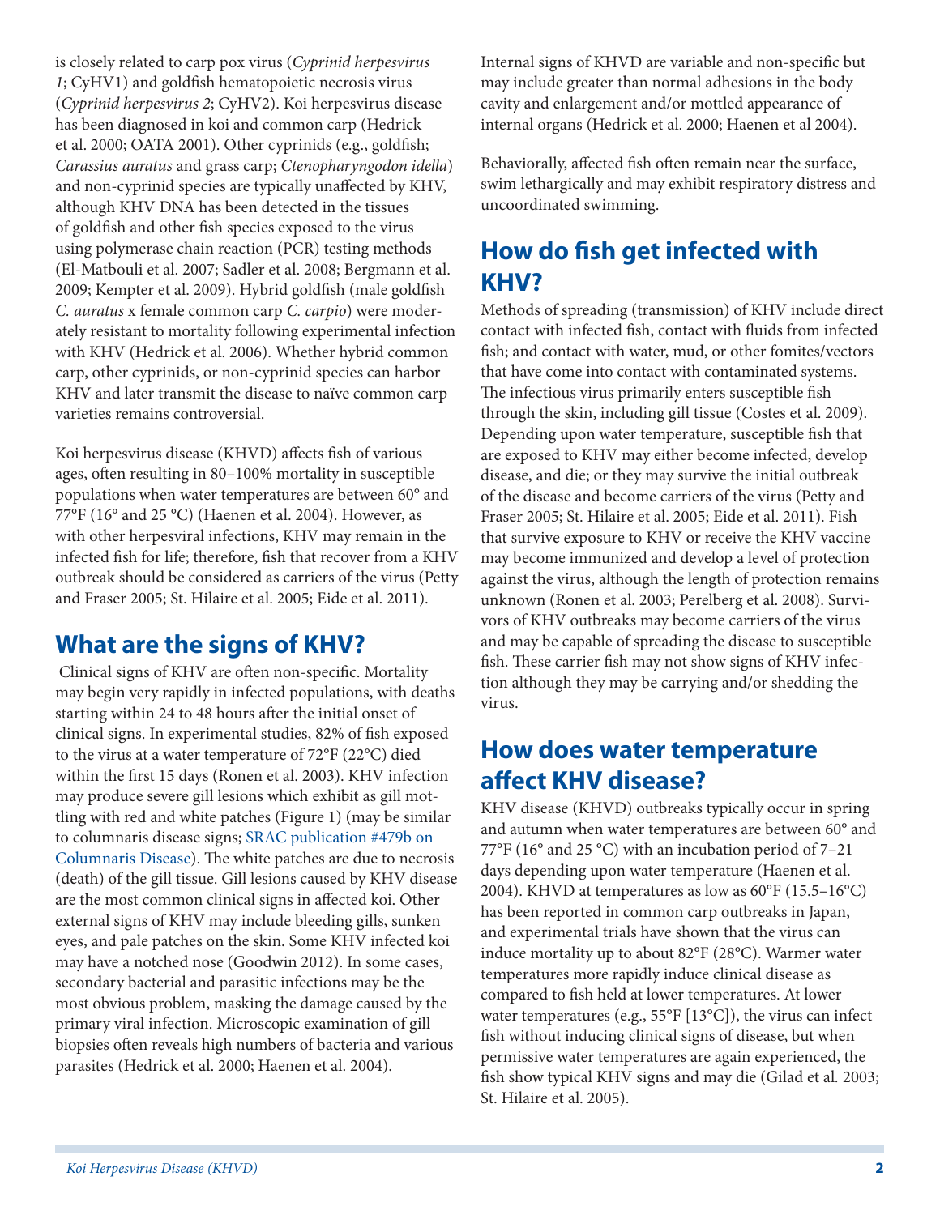is closely related to carp pox virus (*Cyprinid herpesvirus 1*; CyHV1) and goldfish hematopoietic necrosis virus (*Cyprinid herpesvirus 2*; CyHV2). Koi herpesvirus disease has been diagnosed in koi and common carp (Hedrick et al. 2000; OATA 2001). Other cyprinids (e.g., goldfish; *Carassius auratus* and grass carp; *Ctenopharyngodon idella*) and non-cyprinid species are typically unaffected by KHV, although KHV DNA has been detected in the tissues of goldfish and other fish species exposed to the virus using polymerase chain reaction (PCR) testing methods (El-Matbouli et al. 2007; Sadler et al. 2008; Bergmann et al. 2009; Kempter et al. 2009). Hybrid goldfish (male goldfish *C. auratus* x female common carp *C. carpio*) were moderately resistant to mortality following experimental infection with KHV (Hedrick et al. 2006). Whether hybrid common carp, other cyprinids, or non-cyprinid species can harbor KHV and later transmit the disease to naïve common carp varieties remains controversial.

Koi herpesvirus disease (KHVD) affects fish of various ages, often resulting in 80–100% mortality in susceptible populations when water temperatures are between 60° and 77°F (16° and 25 °C) (Haenen et al. 2004). However, as with other herpesviral infections, KHV may remain in the infected fish for life; therefore, fish that recover from a KHV outbreak should be considered as carriers of the virus (Petty and Fraser 2005; St. Hilaire et al. 2005; Eide et al. 2011).

## What are the signs of KHV?

Clinical signs of KHV are often non-specific. Mortality may begin very rapidly in infected populations, with deaths starting within 24 to 48 hours after the initial onset of clinical signs. In experimental studies, 82% of fish exposed to the virus at a water temperature of 72°F (22°C) died within the first 15 days (Ronen et al. 2003). KHV infection may produce severe gill lesions which exhibit as gill mottling with red and white patches (Figure 1) (may be similar to columnaris disease signs; SRAC publication #479b on Columnaris Disease). The white patches are due to necrosis (death) of the gill tissue. Gill lesions caused by KHV disease are the most common clinical signs in affected koi. Other external signs of KHV may include bleeding gills, sunken eyes, and pale patches on the skin. Some KHV infected koi may have a notched nose (Goodwin 2012). In some cases, secondary bacterial and parasitic infections may be the most obvious problem, masking the damage caused by the primary viral infection. Microscopic examination of gill biopsies often reveals high numbers of bacteria and various parasites (Hedrick et al. 2000; Haenen et al. 2004).

Internal signs of KHVD are variable and non-specific but may include greater than normal adhesions in the body cavity and enlargement and/or mottled appearance of internal organs (Hedrick et al. 2000; Haenen et al 2004).

Behaviorally, affected fish often remain near the surface, swim lethargically and may exhibit respiratory distress and uncoordinated swimming.

## How do fish get infected with KHV?

Methods of spreading (transmission) of KHV include direct contact with infected fish, contact with fluids from infected fish; and contact with water, mud, or other fomites/vectors that have come into contact with contaminated systems. The infectious virus primarily enters susceptible fish through the skin, including gill tissue (Costes et al. 2009). Depending upon water temperature, susceptible fish that are exposed to KHV may either become infected, develop disease, and die; or they may survive the initial outbreak of the disease and become carriers of the virus (Petty and Fraser 2005; St. Hilaire et al. 2005; Eide et al. 2011). Fish that survive exposure to KHV or receive the KHV vaccine may become immunized and develop a level of protection against the virus, although the length of protection remains unknown (Ronen et al. 2003; Perelberg et al. 2008). Survivors of KHV outbreaks may become carriers of the virus and may be capable of spreading the disease to susceptible fish. These carrier fish may not show signs of KHV infection although they may be carrying and/or shedding the virus.

## How does water temperature affect KHV disease?

KHV disease (KHVD) outbreaks typically occur in spring and autumn when water temperatures are between 60° and 77°F (16° and 25 °C) with an incubation period of 7–21 days depending upon water temperature (Haenen et al. 2004). KHVD at temperatures as low as 60°F (15.5–16°C) has been reported in common carp outbreaks in Japan, and experimental trials have shown that the virus can induce mortality up to about 82°F (28°C). Warmer water temperatures more rapidly induce clinical disease as compared to fish held at lower temperatures. At lower water temperatures (e.g., 55°F [13°C]), the virus can infect fish without inducing clinical signs of disease, but when permissive water temperatures are again experienced, the fish show typical KHV signs and may die (Gilad et al. 2003; St. Hilaire et al. 2005).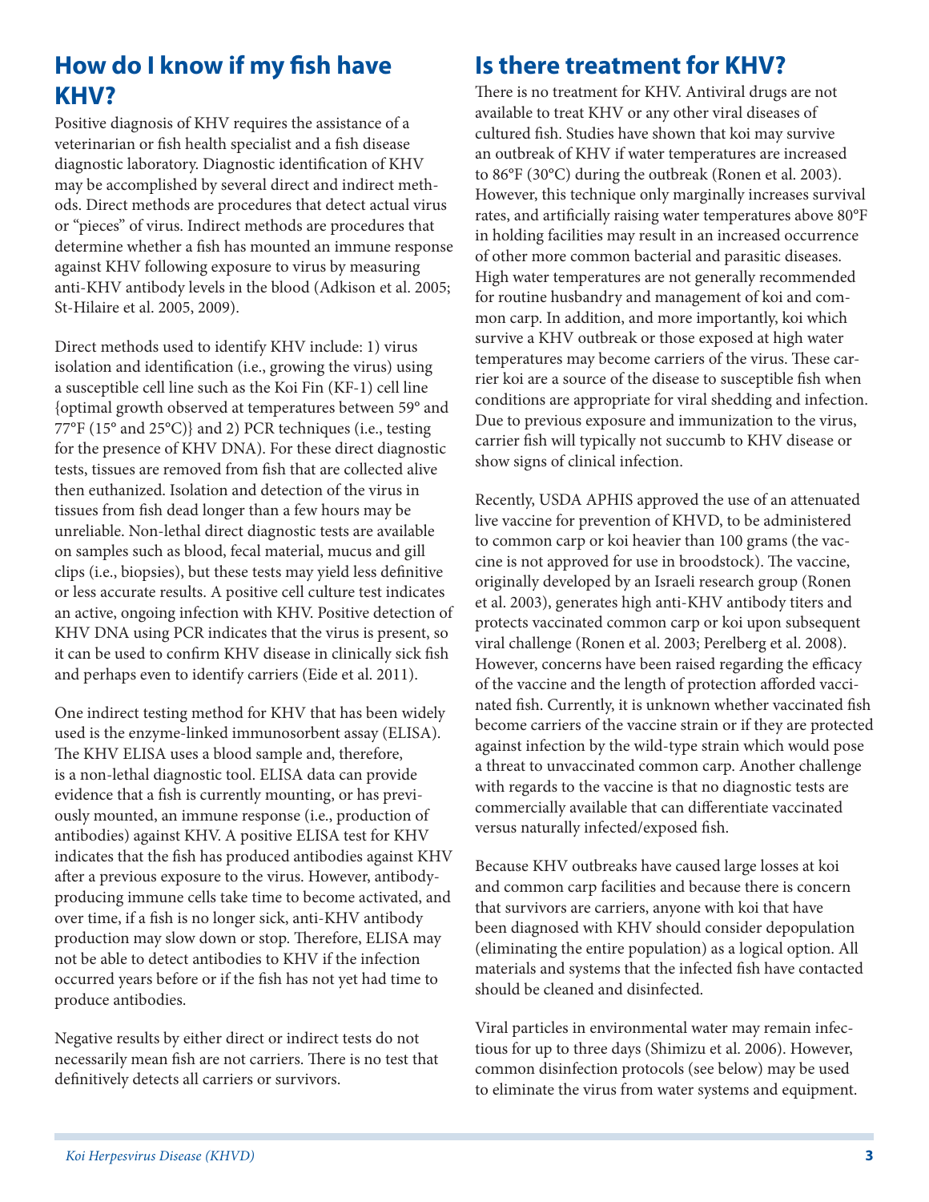## How do I know if my fish have KHV?

Positive diagnosis of KHV requires the assistance of a veterinarian or fish health specialist and a fish disease diagnostic laboratory. Diagnostic identification of KHV may be accomplished by several direct and indirect methods. Direct methods are procedures that detect actual virus or "pieces" of virus. Indirect methods are procedures that determine whether a fish has mounted an immune response against KHV following exposure to virus by measuring anti-KHV antibody levels in the blood (Adkison et al. 2005; St-Hilaire et al. 2005, 2009).

Direct methods used to identify KHV include: 1) virus isolation and identification (i.e., growing the virus) using a susceptible cell line such as the Koi Fin (KF-1) cell line {optimal growth observed at temperatures between 59° and 77°F (15° and 25°C)} and 2) PCR techniques (i.e., testing for the presence of KHV DNA). For these direct diagnostic tests, tissues are removed from fish that are collected alive then euthanized. Isolation and detection of the virus in tissues from fish dead longer than a few hours may be unreliable. Non-lethal direct diagnostic tests are available on samples such as blood, fecal material, mucus and gill clips (i.e., biopsies), but these tests may yield less definitive or less accurate results. A positive cell culture test indicates an active, ongoing infection with KHV. Positive detection of KHV DNA using PCR indicates that the virus is present, so it can be used to confirm KHV disease in clinically sick fish and perhaps even to identify carriers (Eide et al. 2011).

One indirect testing method for KHV that has been widely used is the enzyme-linked immunosorbent assay (ELISA). The KHV ELISA uses a blood sample and, therefore, is a non-lethal diagnostic tool. ELISA data can provide evidence that a fish is currently mounting, or has previously mounted, an immune response (i.e., production of antibodies) against KHV. A positive ELISA test for KHV indicates that the fish has produced antibodies against KHV after a previous exposure to the virus. However, antibody-producing immune cells take time to become activated, and over time, if a fish is no longer sick, anti-KHV antibody production may slow down or stop. Therefore, ELISA may not be able to detect antibodies to KHV if the infection occurred years before or if the fish has not yet had time to produce antibodies.

Negative results by either direct or indirect tests do not necessarily mean fish are not carriers. There is no test that definitively detects all carriers or survivors.

## Is there treatment for KHV?

There is no treatment for KHV. Antiviral drugs are not available to treat KHV or any other viral diseases of cultured fish. Studies have shown that koi may survive an outbreak of KHV if water temperatures are increased to 86°F (30°C) during the outbreak (Ronen et al. 2003). However, this technique only marginally increases survival rates, and artificially raising water temperatures above 80°F in holding facilities may result in an increased occurrence of other more common bacterial and parasitic diseases. High water temperatures are not generally recommended for routine husbandry and management of koi and common carp. In addition, and more importantly, koi which survive a KHV outbreak or those exposed at high water temperatures may become carriers of the virus. These carrier koi are a source of the disease to susceptible fish when conditions are appropriate for viral shedding and infection. Due to previous exposure and immunization to the virus, carrier fish will typically not succumb to KHV disease or show signs of clinical infection.

Recently, USDA APHIS approved the use of an attenuated live vaccine for prevention of KHVD, to be administered to common carp or koi heavier than 100 grams (the vaccine is not approved for use in broodstock). The vaccine, originally developed by an Israeli research group (Ronen et al. 2003), generates high anti-KHV antibody titers and protects vaccinated common carp or koi upon subsequent viral challenge (Ronen et al. 2003; Perelberg et al. 2008). However, concerns have been raised regarding the efficacy of the vaccine and the length of protection afforded vaccinated fish. Currently, it is unknown whether vaccinated fish become carriers of the vaccine strain or if they are protected against infection by the wild-type strain which would pose a threat to unvaccinated common carp. Another challenge with regards to the vaccine is that no diagnostic tests are commercially available that can differentiate vaccinated versus naturally infected/exposed fish.

Because KHV outbreaks have caused large losses at koi and common carp facilities and because there is concern that survivors are carriers, anyone with koi that have been diagnosed with KHV should consider depopulation (eliminating the entire population) as a logical option. All materials and systems that the infected fish have contacted should be cleaned and disinfected.

Viral particles in environmental water may remain infectious for up to three days (Shimizu et al. 2006). However, common disinfection protocols (see below) may be used to eliminate the virus from water systems and equipment.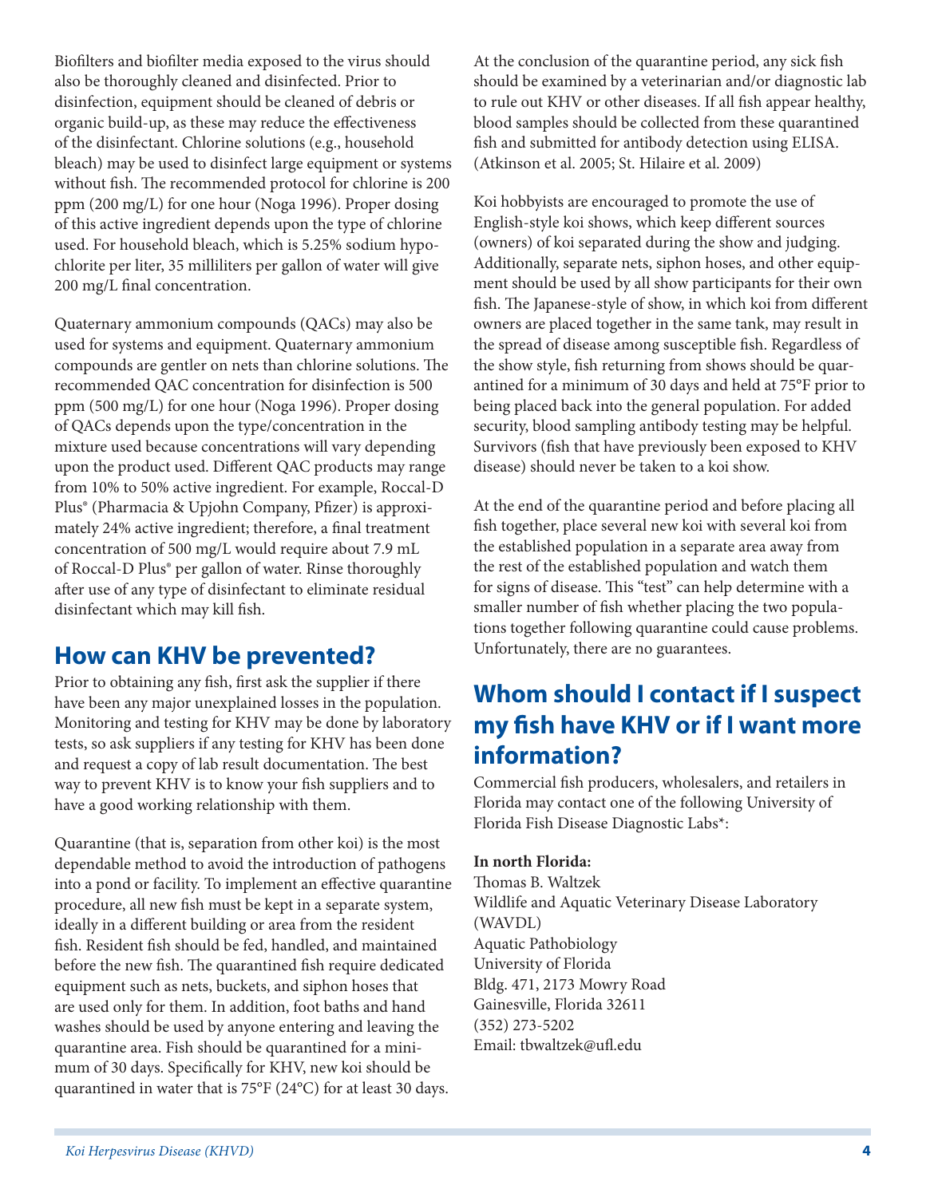Biofilters and biofilter media exposed to the virus should also be thoroughly cleaned and disinfected. Prior to disinfection, equipment should be cleaned of debris or organic build-up, as these may reduce the effectiveness of the disinfectant. Chlorine solutions (e.g., household bleach) may be used to disinfect large equipment or systems without fish. The recommended protocol for chlorine is 200 ppm (200 mg/L) for one hour (Noga 1996). Proper dosing of this active ingredient depends upon the type of chlorine used. For household bleach, which is 5.25% sodium hypochlorite per liter, 35 milliliters per gallon of water will give 200 mg/L final concentration.

Quaternary ammonium compounds (QACs) may also be used for systems and equipment. Quaternary ammonium compounds are gentler on nets than chlorine solutions. The recommended QAC concentration for disinfection is 500 ppm (500 mg/L) for one hour (Noga 1996). Proper dosing of QACs depends upon the type/concentration in the mixture used because concentrations will vary depending upon the product used. Different QAC products may range from 10% to 50% active ingredient. For example, Roccal-D Plus® (Pharmacia & Upjohn Company, Pfizer) is approximately 24% active ingredient; therefore, a final treatment concentration of 500 mg/L would require about 7.9 mL of Roccal-D Plus® per gallon of water. Rinse thoroughly after use of any type of disinfectant to eliminate residual disinfectant which may kill fish.

## How can KHV be prevented?

Prior to obtaining any fish, first ask the supplier if there have been any major unexplained losses in the population. Monitoring and testing for KHV may be done by laboratory tests, so ask suppliers if any testing for KHV has been done and request a copy of lab result documentation. The best way to prevent KHV is to know your fish suppliers and to have a good working relationship with them.

Quarantine (that is, separation from other koi) is the most dependable method to avoid the introduction of pathogens into a pond or facility. To implement an effective quarantine procedure, all new fish must be kept in a separate system, ideally in a different building or area from the resident fish. Resident fish should be fed, handled, and maintained before the new fish. The quarantined fish require dedicated equipment such as nets, buckets, and siphon hoses that are used only for them. In addition, foot baths and hand washes should be used by anyone entering and leaving the quarantine area. Fish should be quarantined for a minimum of 30 days. Specifically for KHV, new koi should be quarantined in water that is 75°F (24°C) for at least 30 days.

At the conclusion of the quarantine period, any sick fish should be examined by a veterinarian and/or diagnostic lab to rule out KHV or other diseases. If all fish appear healthy, blood samples should be collected from these quarantined fish and submitted for antibody detection using ELISA. (Atkinson et al. 2005; St. Hilaire et al. 2009)

Koi hobbyists are encouraged to promote the use of English-style koi shows, which keep different sources (owners) of koi separated during the show and judging. Additionally, separate nets, siphon hoses, and other equipment should be used by all show participants for their own fish. The Japanese-style of show, in which koi from different owners are placed together in the same tank, may result in the spread of disease among susceptible fish. Regardless of the show style, fish returning from shows should be quarantined for a minimum of 30 days and held at 75°F prior to being placed back into the general population. For added security, blood sampling antibody testing may be helpful. Survivors (fish that have previously been exposed to KHV disease) should never be taken to a koi show.

At the end of the quarantine period and before placing all fish together, place several new koi with several koi from the established population in a separate area away from the rest of the established population and watch them for signs of disease. This "test" can help determine with a smaller number of fish whether placing the two populations together following quarantine could cause problems. Unfortunately, there are no guarantees.

## Whom should I contact if I suspect my fish have KHV or if I want more information?

Commercial fish producers, wholesalers, and retailers in Florida may contact one of the following University of Florida Fish Disease Diagnostic Labs*:

**In north Florida:**
Thomas B. Waltzek
Wildlife and Aquatic Veterinary Disease Laboratory (WAVDL)
Aquatic Pathobiology
University of Florida
Bldg. 471, 2173 Mowry Road
Gainesville, Florida 32611
(352) 273-5202
Email: tbwaltzek@ufl.edu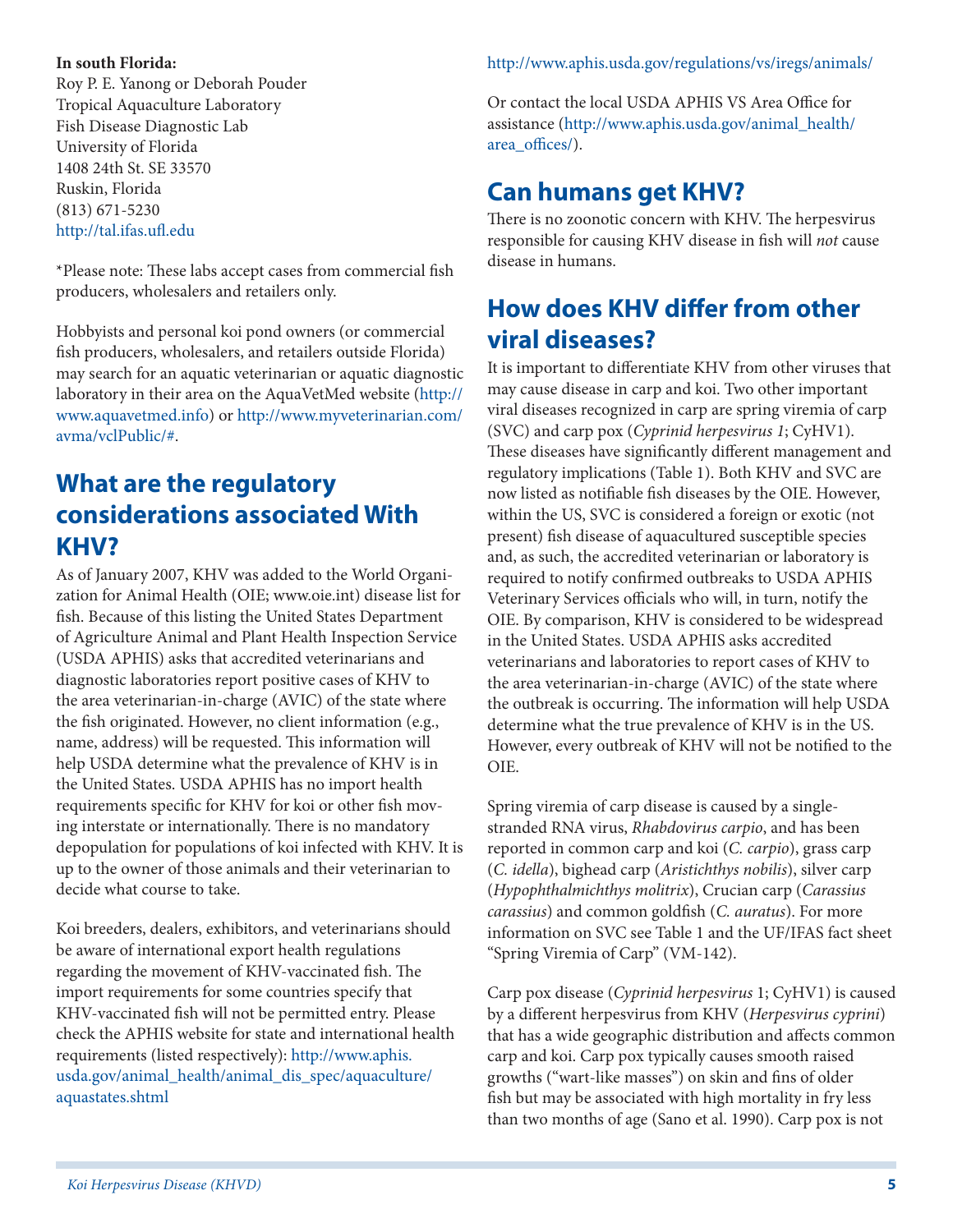**In south Florida:**
Roy P. E. Yanong or Deborah Pouder
Tropical Aquaculture Laboratory
Fish Disease Diagnostic Lab
University of Florida
1408 24th St. SE 33570
Ruskin, Florida
(813) 671-5230
http://tal.ifas.ufl.edu

*Please note: These labs accept cases from commercial fish producers, wholesalers and retailers only.

Hobbyists and personal koi pond owners (or commercial fish producers, wholesalers, and retailers outside Florida) may search for an aquatic veterinarian or aquatic diagnostic laboratory in their area on the AquaVetMed website (http://www.aquavetmed.info) or http://www.myveterinarian.com/avma/vclPublic/#.

## What are the regulatory considerations associated With KHV?

As of January 2007, KHV was added to the World Organization for Animal Health (OIE; www.oie.int) disease list for fish. Because of this listing the United States Department of Agriculture Animal and Plant Health Inspection Service (USDA APHIS) asks that accredited veterinarians and diagnostic laboratories report positive cases of KHV to the area veterinarian-in-charge (AVIC) of the state where the fish originated. However, no client information (e.g., name, address) will be requested. This information will help USDA determine what the prevalence of KHV is in the United States. USDA APHIS has no import health requirements specific for KHV for koi or other fish moving interstate or internationally. There is no mandatory depopulation for populations of koi infected with KHV. It is up to the owner of those animals and their veterinarian to decide what course to take.

Koi breeders, dealers, exhibitors, and veterinarians should be aware of international export health regulations regarding the movement of KHV-vaccinated fish. The import requirements for some countries specify that KHV-vaccinated fish will not be permitted entry. Please check the APHIS website for state and international health requirements (listed respectively): http://www.aphis.usda.gov/animal_health/animal_dis_spec/aquaculture/aquastates.shtml

http://www.aphis.usda.gov/regulations/vs/iregs/animals/

Or contact the local USDA APHIS VS Area Office for assistance (http://www.aphis.usda.gov/animal_health/area_offices/).

## Can humans get KHV?

There is no zoonotic concern with KHV. The herpesvirus responsible for causing KHV disease in fish will *not* cause disease in humans.

## How does KHV differ from other viral diseases?

It is important to differentiate KHV from other viruses that may cause disease in carp and koi. Two other important viral diseases recognized in carp are spring viremia of carp (SVC) and carp pox (*Cyprinid herpesvirus 1*; CyHV1). These diseases have significantly different management and regulatory implications (Table 1). Both KHV and SVC are now listed as notifiable fish diseases by the OIE. However, within the US, SVC is considered a foreign or exotic (not present) fish disease of aquacultured susceptible species and, as such, the accredited veterinarian or laboratory is required to notify confirmed outbreaks to USDA APHIS Veterinary Services officials who will, in turn, notify the OIE. By comparison, KHV is considered to be widespread in the United States. USDA APHIS asks accredited veterinarians and laboratories to report cases of KHV to the area veterinarian-in-charge (AVIC) of the state where the outbreak is occurring. The information will help USDA determine what the true prevalence of KHV is in the US. However, every outbreak of KHV will not be notified to the OIE.

Spring viremia of carp disease is caused by a single-stranded RNA virus, *Rhabdovirus carpio*, and has been reported in common carp and koi (*C. carpio*), grass carp (*C. idella*), bighead carp (*Aristichthys nobilis*), silver carp (*Hypophthalmichthys molitrix*), Crucian carp (*Carassius carassius*) and common goldfish (*C. auratus*). For more information on SVC see Table 1 and the UF/IFAS fact sheet "Spring Viremia of Carp" (VM-142).

Carp pox disease (*Cyprinid herpesvirus* 1; CyHV1) is caused by a different herpesvirus from KHV (*Herpesvirus cyprini*) that has a wide geographic distribution and affects common carp and koi. Carp pox typically causes smooth raised growths ("wart-like masses") on skin and fins of older fish but may be associated with high mortality in fry less than two months of age (Sano et al. 1990). Carp pox is not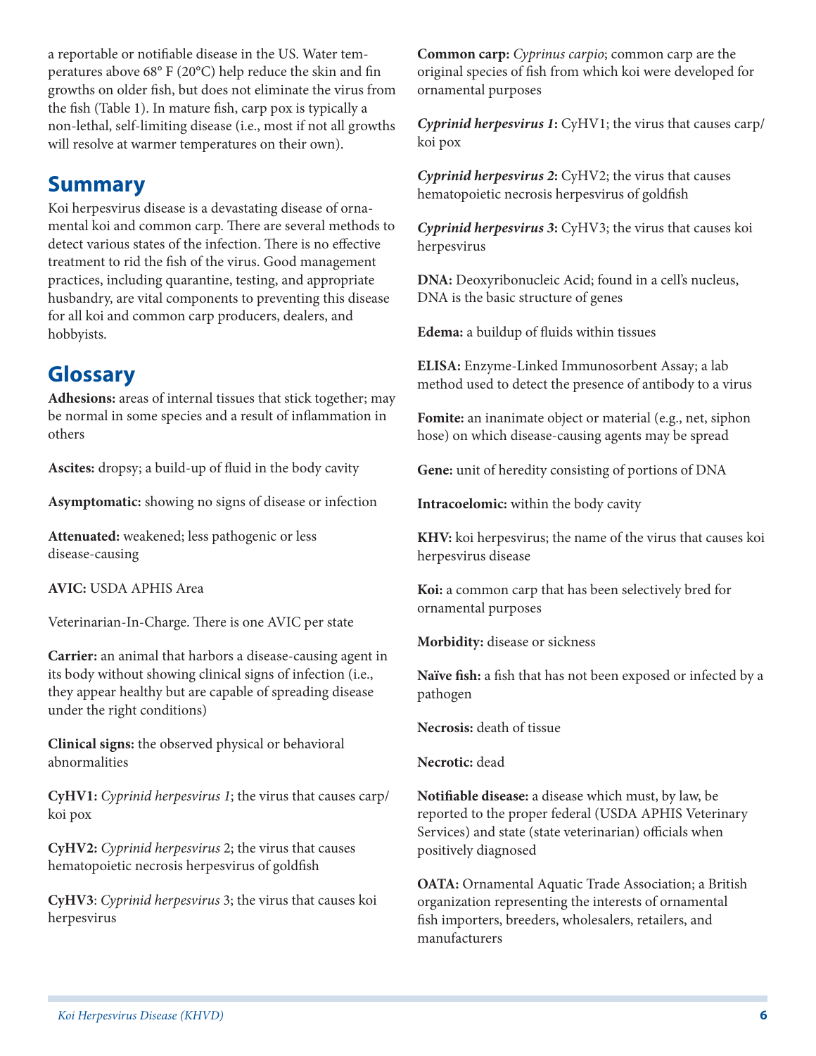a reportable or notifiable disease in the US. Water temperatures above 68° F (20°C) help reduce the skin and fin growths on older fish, but does not eliminate the virus from the fish (Table 1). In mature fish, carp pox is typically a non-lethal, self-limiting disease (i.e., most if not all growths will resolve at warmer temperatures on their own).

## Summary

Koi herpesvirus disease is a devastating disease of ornamental koi and common carp. There are several methods to detect various states of the infection. There is no effective treatment to rid the fish of the virus. Good management practices, including quarantine, testing, and appropriate husbandry, are vital components to preventing this disease for all koi and common carp producers, dealers, and hobbyists.

## Glossary

**Adhesions:** areas of internal tissues that stick together; may be normal in some species and a result of inflammation in others

**Ascites:** dropsy; a build-up of fluid in the body cavity

**Asymptomatic:** showing no signs of disease or infection

**Attenuated:** weakened; less pathogenic or less disease-causing

**AVIC:** USDA APHIS Area

Veterinarian-In-Charge. There is one AVIC per state

**Carrier:** an animal that harbors a disease-causing agent in its body without showing clinical signs of infection (i.e., they appear healthy but are capable of spreading disease under the right conditions)

**Clinical signs:** the observed physical or behavioral abnormalities

**CyHV1:** *Cyprinid herpesvirus 1*; the virus that causes carp/koi pox

**CyHV2:** *Cyprinid herpesvirus* 2; the virus that causes hematopoietic necrosis herpesvirus of goldfish

**CyHV3**: *Cyprinid herpesvirus* 3; the virus that causes koi herpesvirus

**Common carp:** *Cyprinus carpio*; common carp are the original species of fish from which koi were developed for ornamental purposes

***Cyprinid herpesvirus 1*:** CyHV1; the virus that causes carp/koi pox

***Cyprinid herpesvirus 2*:** CyHV2; the virus that causes hematopoietic necrosis herpesvirus of goldfish

***Cyprinid herpesvirus 3*:** CyHV3; the virus that causes koi herpesvirus

**DNA:** Deoxyribonucleic Acid; found in a cell's nucleus, DNA is the basic structure of genes

**Edema:** a buildup of fluids within tissues

**ELISA:** Enzyme-Linked Immunosorbent Assay; a lab method used to detect the presence of antibody to a virus

**Fomite:** an inanimate object or material (e.g., net, siphon hose) on which disease-causing agents may be spread

**Gene:** unit of heredity consisting of portions of DNA

**Intracoelomic:** within the body cavity

**KHV:** koi herpesvirus; the name of the virus that causes koi herpesvirus disease

**Koi:** a common carp that has been selectively bred for ornamental purposes

**Morbidity:** disease or sickness

**Naïve fish:** a fish that has not been exposed or infected by a pathogen

**Necrosis:** death of tissue

**Necrotic:** dead

**Notifiable disease:** a disease which must, by law, be reported to the proper federal (USDA APHIS Veterinary Services) and state (state veterinarian) officials when positively diagnosed

**OATA:** Ornamental Aquatic Trade Association; a British organization representing the interests of ornamental fish importers, breeders, wholesalers, retailers, and manufacturers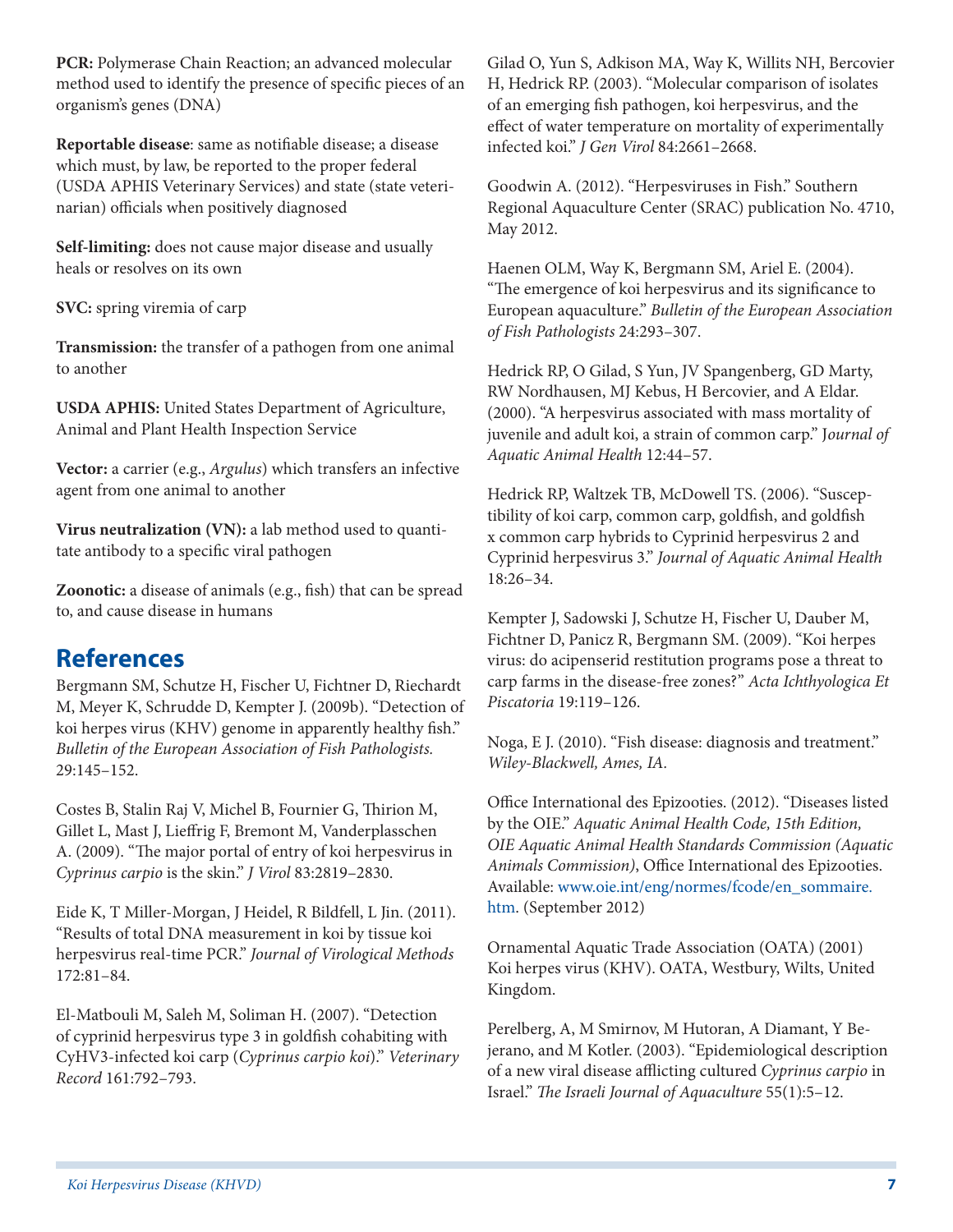**PCR:** Polymerase Chain Reaction; an advanced molecular method used to identify the presence of specific pieces of an organism's genes (DNA)

**Reportable disease**: same as notifiable disease; a disease which must, by law, be reported to the proper federal (USDA APHIS Veterinary Services) and state (state veterinarian) officials when positively diagnosed

**Self-limiting:** does not cause major disease and usually heals or resolves on its own

**SVC:** spring viremia of carp

**Transmission:** the transfer of a pathogen from one animal to another

**USDA APHIS:** United States Department of Agriculture, Animal and Plant Health Inspection Service

**Vector:** a carrier (e.g., *Argulus*) which transfers an infective agent from one animal to another

**Virus neutralization (VN):** a lab method used to quantitate antibody to a specific viral pathogen

**Zoonotic:** a disease of animals (e.g., fish) that can be spread to, and cause disease in humans

## References

Bergmann SM, Schutze H, Fischer U, Fichtner D, Riechardt M, Meyer K, Schrudde D, Kempter J. (2009b). "Detection of koi herpes virus (KHV) genome in apparently healthy fish." *Bulletin of the European Association of Fish Pathologists.* 29:145–152.

Costes B, Stalin Raj V, Michel B, Fournier G, Thirion M, Gillet L, Mast J, Lieffrig F, Bremont M, Vanderplasschen A. (2009). "The major portal of entry of koi herpesvirus in *Cyprinus carpio* is the skin." *J Virol* 83:2819–2830.

Eide K, T Miller-Morgan, J Heidel, R Bildfell, L Jin. (2011). "Results of total DNA measurement in koi by tissue koi herpesvirus real-time PCR." *Journal of Virological Methods* 172:81–84.

El-Matbouli M, Saleh M, Soliman H. (2007). "Detection of cyprinid herpesvirus type 3 in goldfish cohabiting with CyHV3-infected koi carp (*Cyprinus carpio koi*)." *Veterinary Record* 161:792–793.

Gilad O, Yun S, Adkison MA, Way K, Willits NH, Bercovier H, Hedrick RP. (2003). "Molecular comparison of isolates of an emerging fish pathogen, koi herpesvirus, and the effect of water temperature on mortality of experimentally infected koi." *J Gen Virol* 84:2661–2668.

Goodwin A. (2012). "Herpesviruses in Fish." Southern Regional Aquaculture Center (SRAC) publication No. 4710, May 2012.

Haenen OLM, Way K, Bergmann SM, Ariel E. (2004). "The emergence of koi herpesvirus and its significance to European aquaculture." *Bulletin of the European Association of Fish Pathologists* 24:293–307.

Hedrick RP, O Gilad, S Yun, JV Spangenberg, GD Marty, RW Nordhausen, MJ Kebus, H Bercovier, and A Eldar. (2000). "A herpesvirus associated with mass mortality of juvenile and adult koi, a strain of common carp." *Journal of Aquatic Animal Health* 12:44–57.

Hedrick RP, Waltzek TB, McDowell TS. (2006). "Susceptibility of koi carp, common carp, goldfish, and goldfish x common carp hybrids to Cyprinid herpesvirus 2 and Cyprinid herpesvirus 3." *Journal of Aquatic Animal Health* 18:26–34.

Kempter J, Sadowski J, Schutze H, Fischer U, Dauber M, Fichtner D, Panicz R, Bergmann SM. (2009). "Koi herpes virus: do acipenserid restitution programs pose a threat to carp farms in the disease-free zones?" *Acta Ichthyologica Et Piscatoria* 19:119–126.

Noga, E J. (2010). "Fish disease: diagnosis and treatment." *Wiley-Blackwell, Ames, IA.*

Office International des Epizooties. (2012). "Diseases listed by the OIE." *Aquatic Animal Health Code, 15th Edition, OIE Aquatic Animal Health Standards Commission (Aquatic Animals Commission)*, Office International des Epizooties. Available: www.oie.int/eng/normes/fcode/en_sommaire.htm. (September 2012)

Ornamental Aquatic Trade Association (OATA) (2001) Koi herpes virus (KHV). OATA, Westbury, Wilts, United Kingdom.

Perelberg, A, M Smirnov, M Hutoran, A Diamant, Y Bejerano, and M Kotler. (2003). "Epidemiological description of a new viral disease afflicting cultured *Cyprinus carpio* in Israel." *The Israeli Journal of Aquaculture* 55(1):5–12.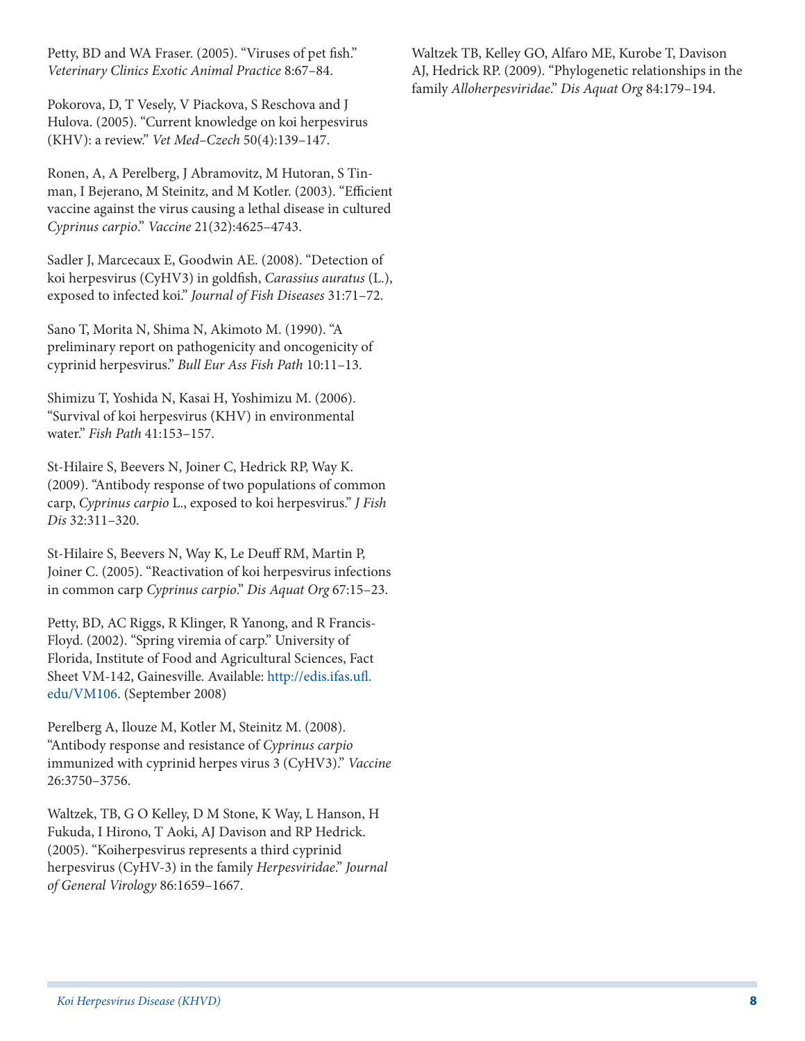Petty, BD and WA Fraser. (2005). "Viruses of pet fish." *Veterinary Clinics Exotic Animal Practice* 8:67–84.

Pokorova, D, T Vesely, V Piackova, S Reschova and J Hulova. (2005). "Current knowledge on koi herpesvirus (KHV): a review." *Vet Med–Czech* 50(4):139–147.

Ronen, A, A Perelberg, J Abramovitz, M Hutoran, S Tinman, I Bejerano, M Steinitz, and M Kotler. (2003). "Efficient vaccine against the virus causing a lethal disease in cultured *Cyprinus carpio*." *Vaccine* 21(32):4625–4743.

Sadler J, Marcecaux E, Goodwin AE. (2008). "Detection of koi herpesvirus (CyHV3) in goldfish, *Carassius auratus* (L.), exposed to infected koi." *Journal of Fish Diseases* 31:71–72.

Sano T, Morita N, Shima N, Akimoto M. (1990). "A preliminary report on pathogenicity and oncogenicity of cyprinid herpesvirus." *Bull Eur Ass Fish Path* 10:11–13.

Shimizu T, Yoshida N, Kasai H, Yoshimizu M. (2006). "Survival of koi herpesvirus (KHV) in environmental water." *Fish Path* 41:153–157.

St-Hilaire S, Beevers N, Joiner C, Hedrick RP, Way K. (2009). "Antibody response of two populations of common carp, *Cyprinus carpio* L., exposed to koi herpesvirus." *J Fish Dis* 32:311–320.

St-Hilaire S, Beevers N, Way K, Le Deuff RM, Martin P, Joiner C. (2005). "Reactivation of koi herpesvirus infections in common carp *Cyprinus carpio*." *Dis Aquat Org* 67:15–23.

Petty, BD, AC Riggs, R Klinger, R Yanong, and R Francis-Floyd. (2002). "Spring viremia of carp." University of Florida, Institute of Food and Agricultural Sciences, Fact Sheet VM-142, Gainesville. Available: http://edis.ifas.ufl.edu/VM106. (September 2008)

Perelberg A, Ilouze M, Kotler M, Steinitz M. (2008). "Antibody response and resistance of *Cyprinus carpio* immunized with cyprinid herpes virus 3 (CyHV3)." *Vaccine* 26:3750–3756.

Waltzek, TB, G O Kelley, D M Stone, K Way, L Hanson, H Fukuda, I Hirono, T Aoki, AJ Davison and RP Hedrick. (2005). "Koiherpesvirus represents a third cyprinid herpesvirus (CyHV-3) in the family *Herpesviridae*." *Journal of General Virology* 86:1659–1667.

Waltzek TB, Kelley GO, Alfaro ME, Kurobe T, Davison AJ, Hedrick RP. (2009). "Phylogenetic relationships in the family *Alloherpesviridae*." *Dis Aquat Org* 84:179–194.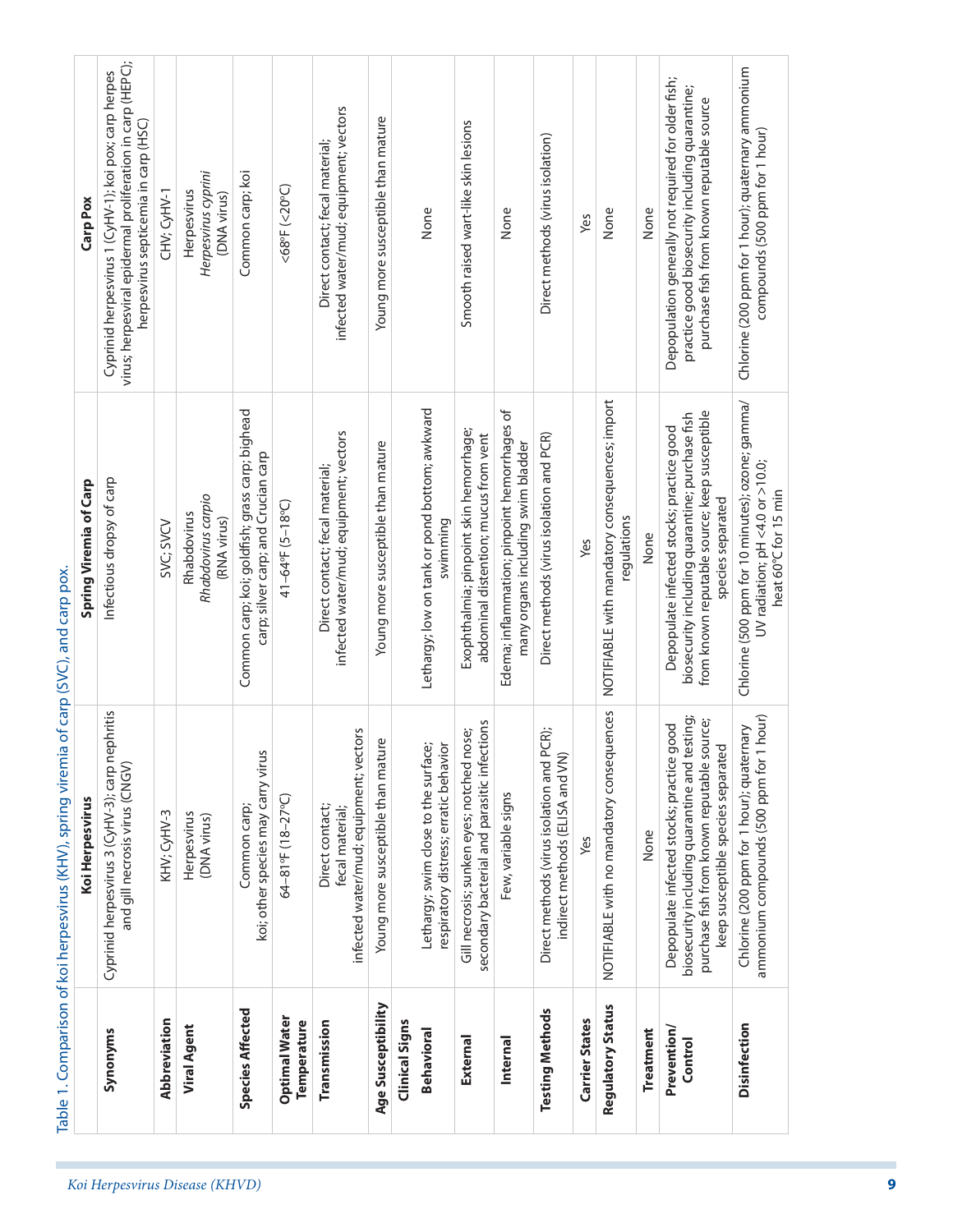Table 1. Comparison of koi herpesvirus (KHV), spring viremia of carp (SVC), and carp pox.

| | Koi Herpesvirus | Spring Viremia of Carp | Carp Pox |
|---|---|---|---|
| **Synonyms** | Cyprinid herpesvirus 3 (CyHV-3); carp nephritis and gill necrosis virus (CNGV) | Infectious dropsy of carp | Cyprinid herpesvirus 1 (CyHV-1); koi pox; carp herpes virus; herpesviral epidermal proliferation in carp (HEPC); herpesvirus septicemia in carp (HSC) |
| **Abbreviation** | KHV; CyHV-3 | SVC; SVCV | CHV; CyHV-1 |
| **Viral Agent** | Herpesvirus (DNA virus) | Rhabdovirus *Rhabdovirus carpio* (RNA virus) | Herpesvirus *Herpesvirus cyprini* (DNA virus) |
| **Species Affected** | Common carp; koi; other species may carry virus | Common carp; koi; goldfish; grass carp; bighead carp; silver carp; and Crucian carp | Common carp; koi |
| **Optimal Water Temperature** | 64–81°F (18–27°C) | 41–64°F (5–18°C) | <68°F (<20°C) |
| **Transmission** | Direct contact; fecal material; infected water/mud; equipment; vectors | Direct contact; fecal material; infected water/mud; equipment; vectors | Direct contact; fecal material; infected water/mud; equipment; vectors |
| **Age Susceptibility** | Young more susceptible than mature | Young more susceptible than mature | Young more susceptible than mature |
| **Clinical Signs** | | | |
| **Behavioral** | Lethargy; swim close to the surface; respiratory distress; erratic behavior | Lethargy; low on tank or pond bottom; awkward swimming | None |
| **External** | Gill necrosis; sunken eyes; notched nose; secondary bacterial and parasitic infections | Exophthalmia; pinpoint skin hemorrhage; abdominal distention; mucus from vent | Smooth raised wart-like skin lesions |
| **Internal** | Few, variable signs | Edema; inflammation; pinpoint hemorrhages of many organs including swim bladder | None |
| **Testing Methods** | Direct methods (virus isolation and PCR); indirect methods (ELISA and VN) | Direct methods (virus isolation and PCR) | Direct methods (virus isolation) |
| **Carrier States** | Yes | Yes | Yes |
| **Regulatory Status** | NOTIFIABLE with no mandatory consequences | NOTIFIABLE with mandatory consequences; import regulations | None |
| **Treatment** | None | None | None |
| **Prevention/ Control** | Depopulate infected stocks; practice good biosecurity including quarantine and testing; purchase fish from known reputable source; keep susceptible species separated | Depopulate infected stocks; practice good biosecurity including quarantine; purchase fish from known reputable source; keep susceptible species separated | Depopulation generally not required for older fish; practice good biosecurity including quarantine; purchase fish from known reputable source |
| **Disinfection** | Chlorine (200 ppm for 1 hour); quaternary ammonium compounds (500 ppm for 1 hour) | Chlorine (500 ppm for 10 minutes); ozone; gamma/UV radiation; pH <4.0 or >10.0; heat 60°C for 15 min | Chlorine (200 ppm for 1 hour); quaternary ammonium compounds (500 ppm for 1 hour) |